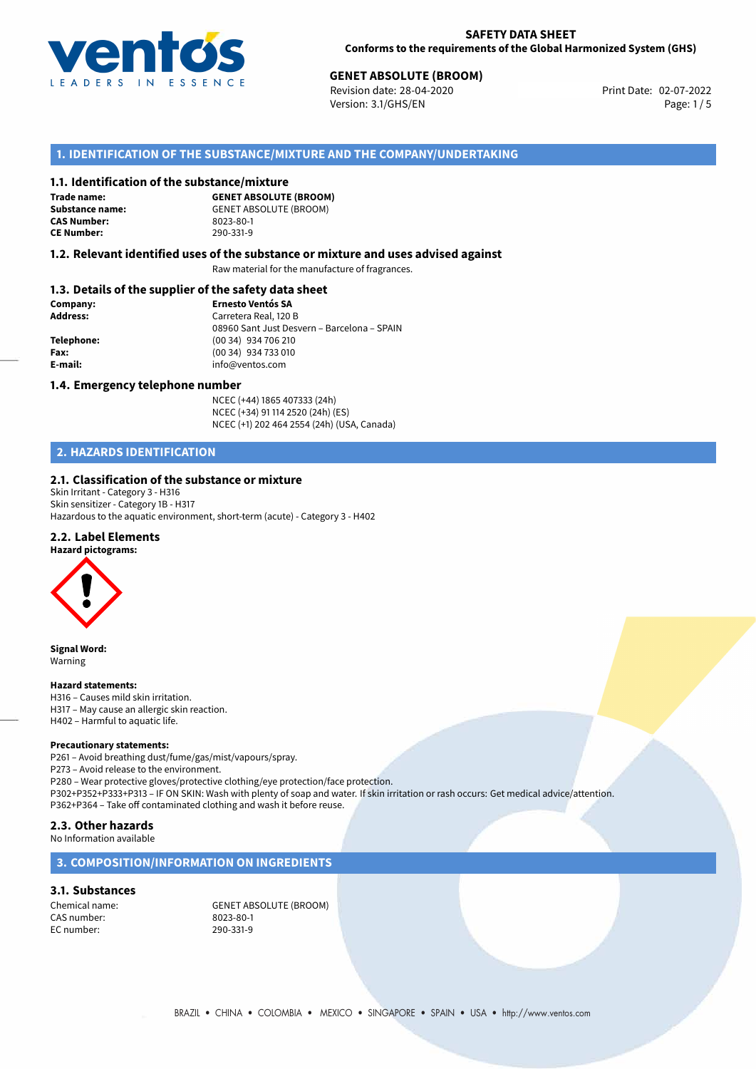**SAFETY DATA SHEET**
**Conforms to the requirements of the Global Harmonized System (GHS)**

**GENET ABSOLUTE (BROOM)**
Revision date: 28-04-2020
Version: 3.1/GHS/EN
Print Date: 02-07-2022

## 1. IDENTIFICATION OF THE SUBSTANCE/MIXTURE AND THE COMPANY/UNDERTAKING

### 1.1. Identification of the substance/mixture

**Trade name:** **GENET ABSOLUTE (BROOM)**
**Substance name:** GENET ABSOLUTE (BROOM)
**CAS Number:** 8023-80-1
**CE Number:** 290-331-9

### 1.2. Relevant identified uses of the substance or mixture and uses advised against

Raw material for the manufacture of fragrances.

### 1.3. Details of the supplier of the safety data sheet

**Company:** **Ernesto Ventós SA**
**Address:** Carretera Real, 120 B
08960 Sant Just Desvern – Barcelona – SPAIN
**Telephone:** (00 34) 934 706 210
**Fax:** (00 34) 934 733 010
**E-mail:** info@ventos.com

### 1.4. Emergency telephone number

NCEC (+44) 1865 407333 (24h)
NCEC (+34) 91 114 2520 (24h) (ES)
NCEC (+1) 202 464 2554 (24h) (USA, Canada)

## 2. HAZARDS IDENTIFICATION

### 2.1. Classification of the substance or mixture

Skin Irritant - Category 3 - H316
Skin sensitizer - Category 1B - H317
Hazardous to the aquatic environment, short-term (acute) - Category 3 - H402

### 2.2. Label Elements

**Hazard pictograms:**

**Signal Word:**
Warning

**Hazard statements:**
H316 – Causes mild skin irritation.
H317 – May cause an allergic skin reaction.
H402 – Harmful to aquatic life.

**Precautionary statements:**
P261 – Avoid breathing dust/fume/gas/mist/vapours/spray.
P273 – Avoid release to the environment.
P280 – Wear protective gloves/protective clothing/eye protection/face protection.
P302+P352+P333+P313 – IF ON SKIN: Wash with plenty of soap and water. If skin irritation or rash occurs: Get medical advice/attention.
P362+P364 – Take off contaminated clothing and wash it before reuse.

### 2.3. Other hazards

No Information available

## 3. COMPOSITION/INFORMATION ON INGREDIENTS

### 3.1. Substances

Chemical name: GENET ABSOLUTE (BROOM)
CAS number: 8023-80-1
EC number: 290-331-9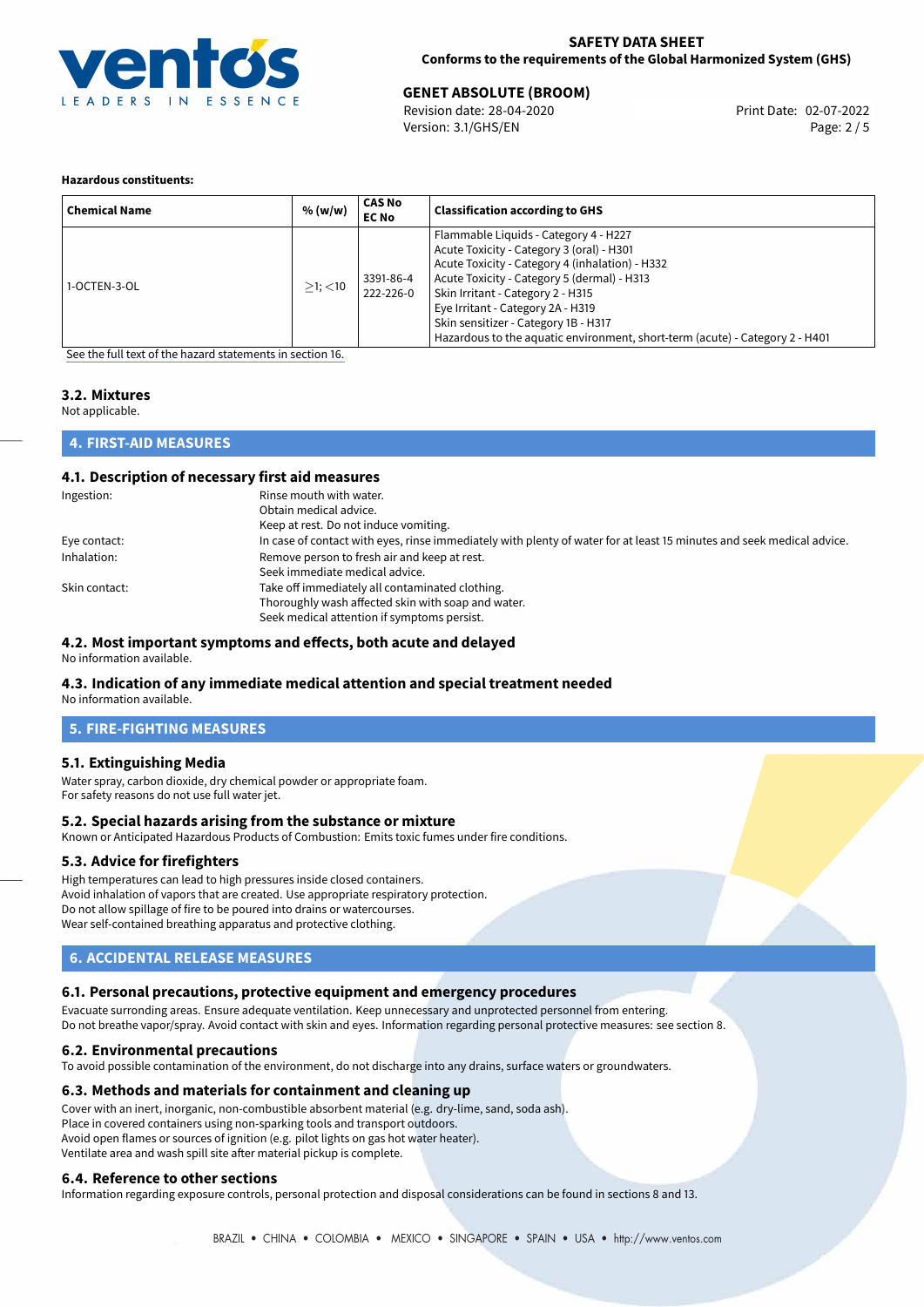**Hazardous constituents:**

| Chemical Name | % (w/w) | CAS No<br>EC No | Classification according to GHS |
|---|---|---|---|
| 1-OCTEN-3-OL | $\geq$1; <10 | 3391-86-4<br>222-226-0 | Flammable Liquids - Category 4 - H227<br>Acute Toxicity - Category 3 (oral) - H301<br>Acute Toxicity - Category 4 (inhalation) - H332<br>Acute Toxicity - Category 5 (dermal) - H313<br>Skin Irritant - Category 2 - H315<br>Eye Irritant - Category 2A - H319<br>Skin sensitizer - Category 1B - H317<br>Hazardous to the aquatic environment, short-term (acute) - Category 2 - H401 |

See the full text of the hazard statements in section 16.

### 3.2. Mixtures

Not applicable.

## 4. FIRST-AID MEASURES

### 4.1. Description of necessary first aid measures

Ingestion: Rinse mouth with water.
Obtain medical advice.
Keep at rest. Do not induce vomiting.

Eye contact: In case of contact with eyes, rinse immediately with plenty of water for at least 15 minutes and seek medical advice.

Inhalation: Remove person to fresh air and keep at rest.
Seek immediate medical advice.

Skin contact: Take off immediately all contaminated clothing.
Thoroughly wash affected skin with soap and water.
Seek medical attention if symptoms persist.

### 4.2. Most important symptoms and effects, both acute and delayed

No information available.

### 4.3. Indication of any immediate medical attention and special treatment needed

No information available.

## 5. FIRE-FIGHTING MEASURES

### 5.1. Extinguishing Media

Water spray, carbon dioxide, dry chemical powder or appropriate foam.
For safety reasons do not use full water jet.

### 5.2. Special hazards arising from the substance or mixture

Known or Anticipated Hazardous Products of Combustion: Emits toxic fumes under fire conditions.

### 5.3. Advice for firefighters

High temperatures can lead to high pressures inside closed containers.
Avoid inhalation of vapors that are created. Use appropriate respiratory protection.
Do not allow spillage of fire to be poured into drains or watercourses.
Wear self-contained breathing apparatus and protective clothing.

## 6. ACCIDENTAL RELEASE MEASURES

### 6.1. Personal precautions, protective equipment and emergency procedures

Evacuate surronding areas. Ensure adequate ventilation. Keep unnecessary and unprotected personnel from entering.
Do not breathe vapor/spray. Avoid contact with skin and eyes. Information regarding personal protective measures: see section 8.

### 6.2. Environmental precautions

To avoid possible contamination of the environment, do not discharge into any drains, surface waters or groundwaters.

### 6.3. Methods and materials for containment and cleaning up

Cover with an inert, inorganic, non-combustible absorbent material (e.g. dry-lime, sand, soda ash).
Place in covered containers using non-sparking tools and transport outdoors.
Avoid open flames or sources of ignition (e.g. pilot lights on gas hot water heater).
Ventilate area and wash spill site after material pickup is complete.

### 6.4. Reference to other sections

Information regarding exposure controls, personal protection and disposal considerations can be found in sections 8 and 13.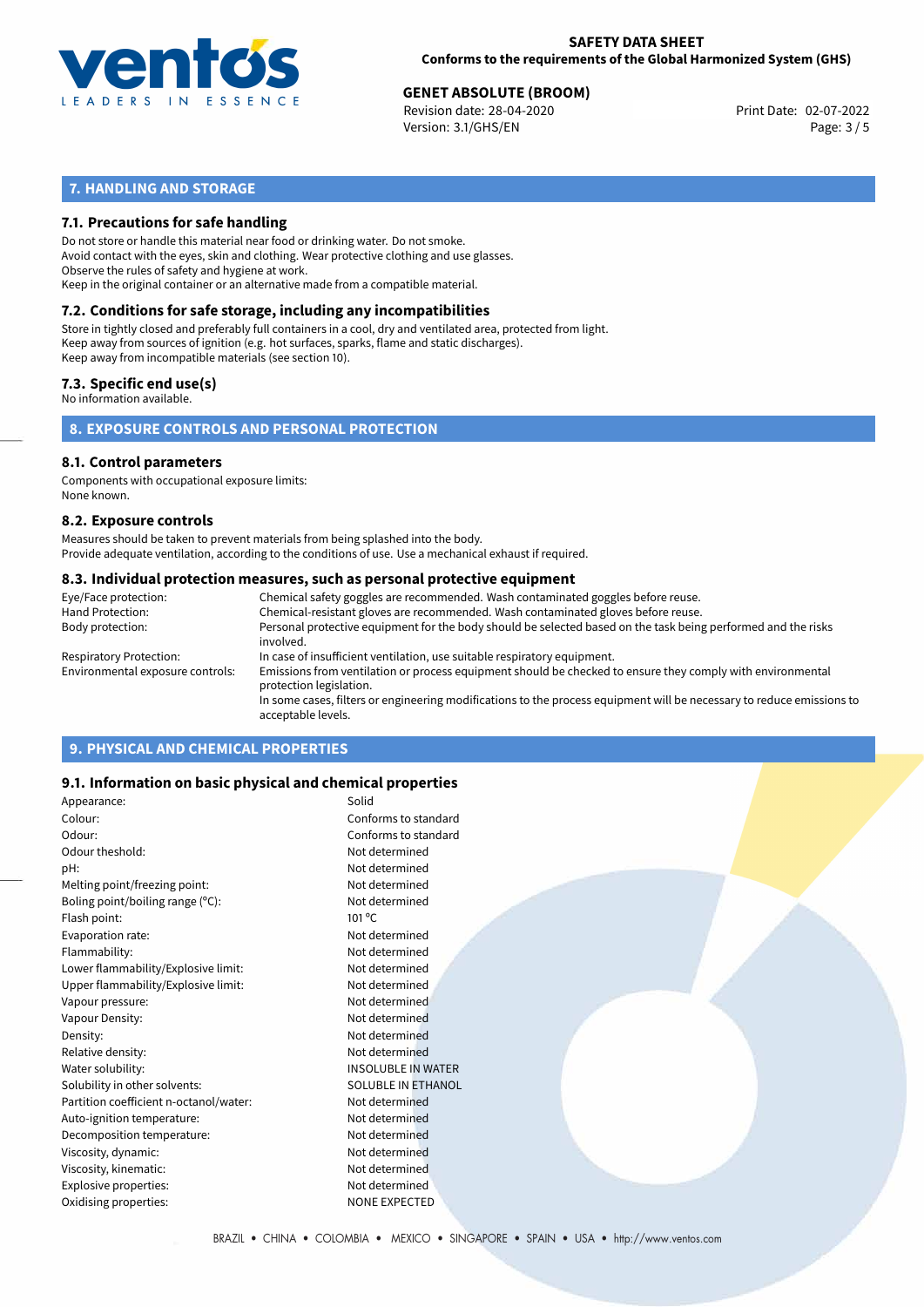## 7. HANDLING AND STORAGE

### 7.1. Precautions for safe handling

Do not store or handle this material near food or drinking water. Do not smoke.
Avoid contact with the eyes, skin and clothing. Wear protective clothing and use glasses.
Observe the rules of safety and hygiene at work.
Keep in the original container or an alternative made from a compatible material.

### 7.2. Conditions for safe storage, including any incompatibilities

Store in tightly closed and preferably full containers in a cool, dry and ventilated area, protected from light.
Keep away from sources of ignition (e.g. hot surfaces, sparks, flame and static discharges).
Keep away from incompatible materials (see section 10).

### 7.3. Specific end use(s)

No information available.

## 8. EXPOSURE CONTROLS AND PERSONAL PROTECTION

### 8.1. Control parameters

Components with occupational exposure limits:
None known.

### 8.2. Exposure controls

Measures should be taken to prevent materials from being splashed into the body.
Provide adequate ventilation, according to the conditions of use. Use a mechanical exhaust if required.

### 8.3. Individual protection measures, such as personal protective equipment

| | |
|---|---|
| Eye/Face protection: | Chemical safety goggles are recommended. Wash contaminated goggles before reuse. |
| Hand Protection: | Chemical-resistant gloves are recommended. Wash contaminated gloves before reuse. |
| Body protection: | Personal protective equipment for the body should be selected based on the task being performed and the risks involved. |
| Respiratory Protection: | In case of insufficient ventilation, use suitable respiratory equipment. |
| Environmental exposure controls: | Emissions from ventilation or process equipment should be checked to ensure they comply with environmental protection legislation. In some cases, filters or engineering modifications to the process equipment will be necessary to reduce emissions to acceptable levels. |

## 9. PHYSICAL AND CHEMICAL PROPERTIES

### 9.1. Information on basic physical and chemical properties

| | |
|---|---|
| Appearance: | Solid |
| Colour: | Conforms to standard |
| Odour: | Conforms to standard |
| Odour theshold: | Not determined |
| pH: | Not determined |
| Melting point/freezing point: | Not determined |
| Boling point/boiling range (°C): | Not determined |
| Flash point: | 101 °C |
| Evaporation rate: | Not determined |
| Flammability: | Not determined |
| Lower flammability/Explosive limit: | Not determined |
| Upper flammability/Explosive limit: | Not determined |
| Vapour pressure: | Not determined |
| Vapour Density: | Not determined |
| Density: | Not determined |
| Relative density: | Not determined |
| Water solubility: | INSOLUBLE IN WATER |
| Solubility in other solvents: | SOLUBLE IN ETHANOL |
| Partition coefficient n-octanol/water: | Not determined |
| Auto-ignition temperature: | Not determined |
| Decomposition temperature: | Not determined |
| Viscosity, dynamic: | Not determined |
| Viscosity, kinematic: | Not determined |
| Explosive properties: | Not determined |
| Oxidising properties: | NONE EXPECTED |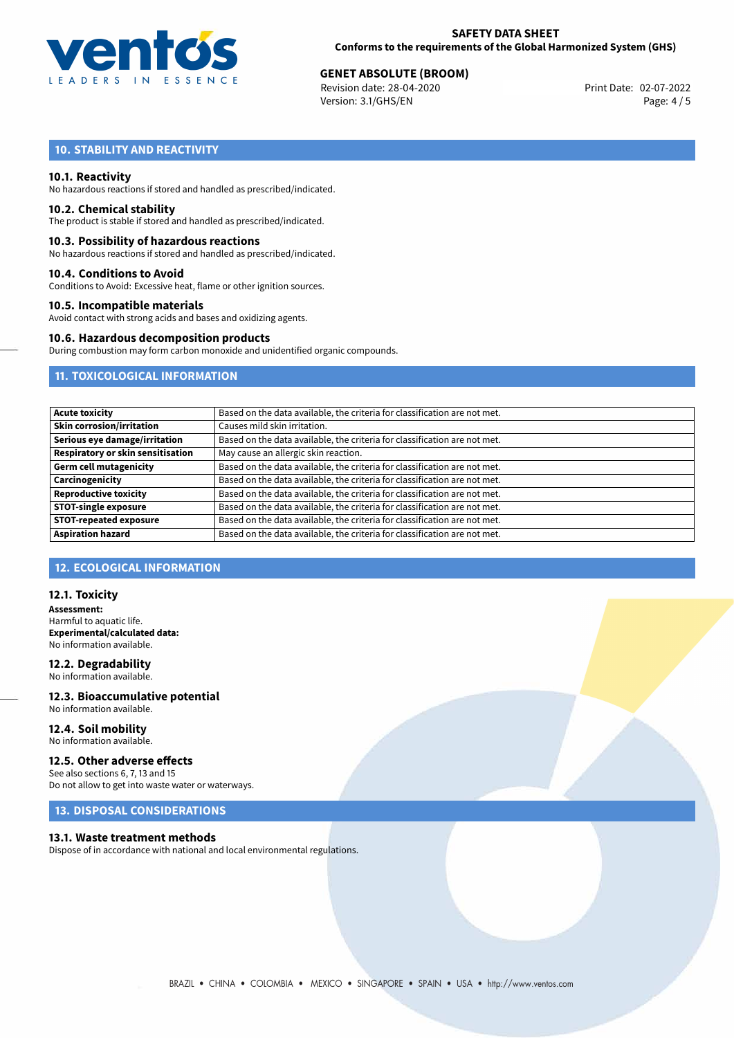## 10. STABILITY AND REACTIVITY

### 10.1. Reactivity
No hazardous reactions if stored and handled as prescribed/indicated.

### 10.2. Chemical stability
The product is stable if stored and handled as prescribed/indicated.

### 10.3. Possibility of hazardous reactions
No hazardous reactions if stored and handled as prescribed/indicated.

### 10.4. Conditions to Avoid
Conditions to Avoid: Excessive heat, flame or other ignition sources.

### 10.5. Incompatible materials
Avoid contact with strong acids and bases and oxidizing agents.

### 10.6. Hazardous decomposition products
During combustion may form carbon monoxide and unidentified organic compounds.

## 11. TOXICOLOGICAL INFORMATION

| | |
|---|---|
| **Acute toxicity** | Based on the data available, the criteria for classification are not met. |
| **Skin corrosion/irritation** | Causes mild skin irritation. |
| **Serious eye damage/irritation** | Based on the data available, the criteria for classification are not met. |
| **Respiratory or skin sensitisation** | May cause an allergic skin reaction. |
| **Germ cell mutagenicity** | Based on the data available, the criteria for classification are not met. |
| **Carcinogenicity** | Based on the data available, the criteria for classification are not met. |
| **Reproductive toxicity** | Based on the data available, the criteria for classification are not met. |
| **STOT-single exposure** | Based on the data available, the criteria for classification are not met. |
| **STOT-repeated exposure** | Based on the data available, the criteria for classification are not met. |
| **Aspiration hazard** | Based on the data available, the criteria for classification are not met. |

## 12. ECOLOGICAL INFORMATION

### 12.1. Toxicity
**Assessment:**
Harmful to aquatic life.
**Experimental/calculated data:**
No information available.

### 12.2. Degradability
No information available.

### 12.3. Bioaccumulative potential
No information available.

### 12.4. Soil mobility
No information available.

### 12.5. Other adverse effects
See also sections 6, 7, 13 and 15
Do not allow to get into waste water or waterways.

## 13. DISPOSAL CONSIDERATIONS

### 13.1. Waste treatment methods
Dispose of in accordance with national and local environmental regulations.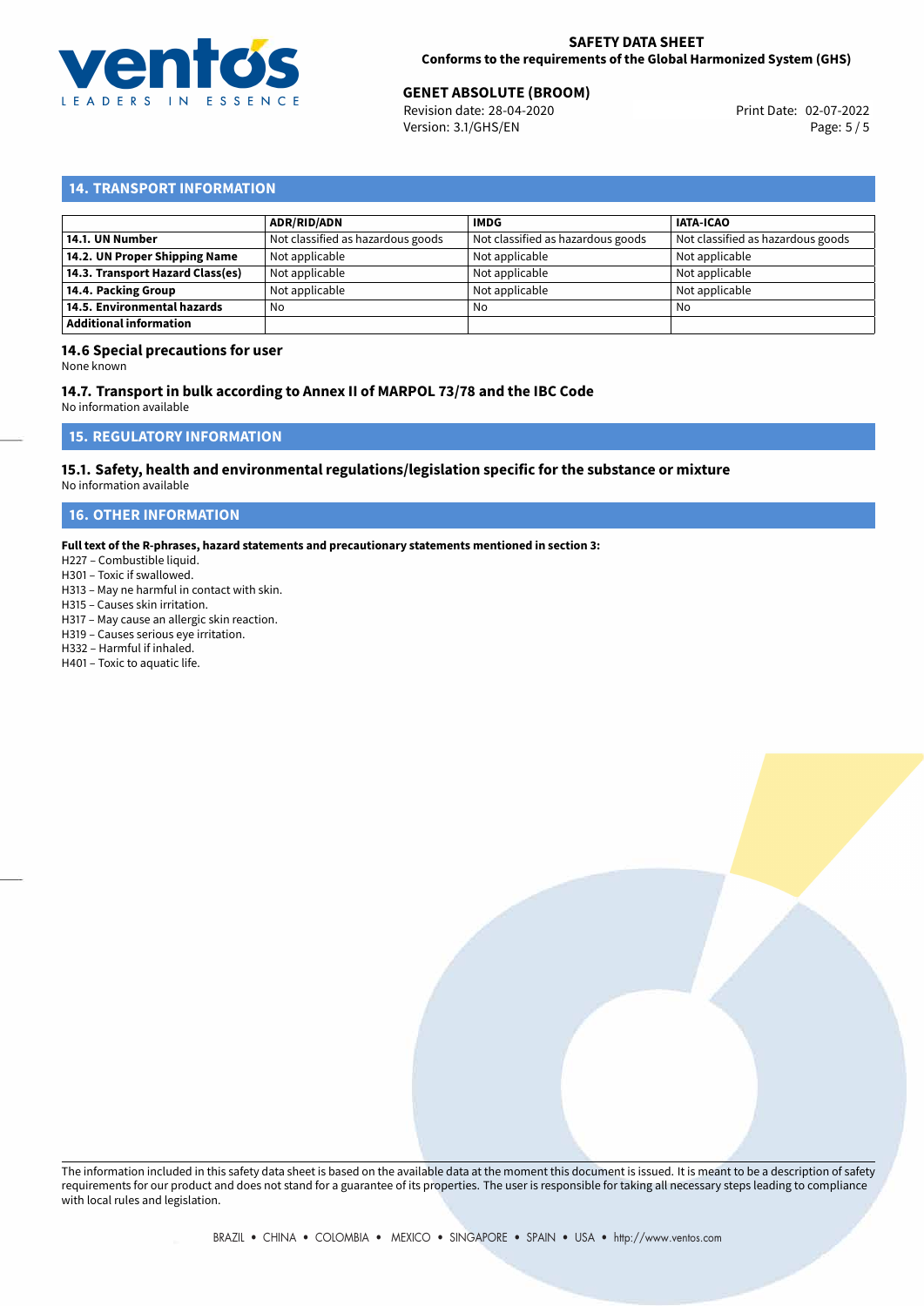## 14. TRANSPORT INFORMATION

| | ADR/RID/ADN | IMDG | IATA-ICAO |
|---|---|---|---|
| **14.1. UN Number** | Not classified as hazardous goods | Not classified as hazardous goods | Not classified as hazardous goods |
| **14.2. UN Proper Shipping Name** | Not applicable | Not applicable | Not applicable |
| **14.3. Transport Hazard Class(es)** | Not applicable | Not applicable | Not applicable |
| **14.4. Packing Group** | Not applicable | Not applicable | Not applicable |
| **14.5. Environmental hazards** | No | No | No |
| **Additional information** | | | |

### 14.6 Special precautions for user

None known

### 14.7. Transport in bulk according to Annex II of MARPOL 73/78 and the IBC Code

No information available

## 15. REGULATORY INFORMATION

### 15.1. Safety, health and environmental regulations/legislation specific for the substance or mixture

No information available

## 16. OTHER INFORMATION

**Full text of the R-phrases, hazard statements and precautionary statements mentioned in section 3:**

H227 – Combustible liquid.
H301 – Toxic if swallowed.
H313 – May ne harmful in contact with skin.
H315 – Causes skin irritation.
H317 – May cause an allergic skin reaction.
H319 – Causes serious eye irritation.
H332 – Harmful if inhaled.
H401 – Toxic to aquatic life.

The information included in this safety data sheet is based on the available data at the moment this document is issued. It is meant to be a description of safety requirements for our product and does not stand for a guarantee of its properties. The user is responsible for taking all necessary steps leading to compliance with local rules and legislation.